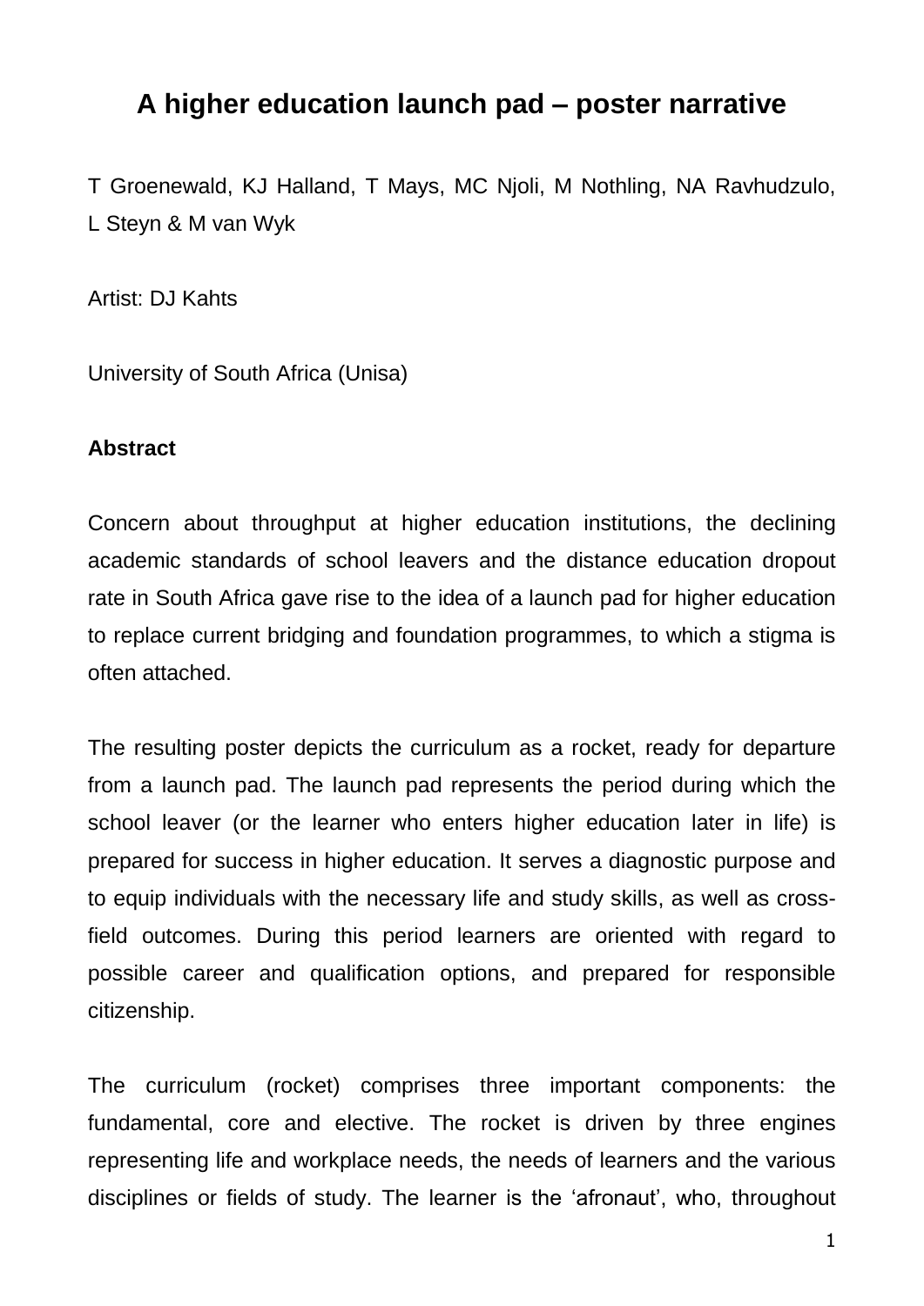# A higher education launch pad – poster narrative

T Groenewald, KJ Halland, T Mays, MC Njoli, M Nothling, NA Ravhudzulo, L Steyn & M van Wyk

Artist: DJ Kahts

University of South Africa (Unisa)

**Abstract**

Concern about throughput at higher education institutions, the declining academic standards of school leavers and the distance education dropout rate in South Africa gave rise to the idea of a launch pad for higher education to replace current bridging and foundation programmes, to which a stigma is often attached.

The resulting poster depicts the curriculum as a rocket, ready for departure from a launch pad. The launch pad represents the period during which the school leaver (or the learner who enters higher education later in life) is prepared for success in higher education. It serves a diagnostic purpose and to equip individuals with the necessary life and study skills, as well as cross-field outcomes. During this period learners are oriented with regard to possible career and qualification options, and prepared for responsible citizenship.

The curriculum (rocket) comprises three important components: the fundamental, core and elective. The rocket is driven by three engines representing life and workplace needs, the needs of learners and the various disciplines or fields of study. The learner is the 'afronaut', who, throughout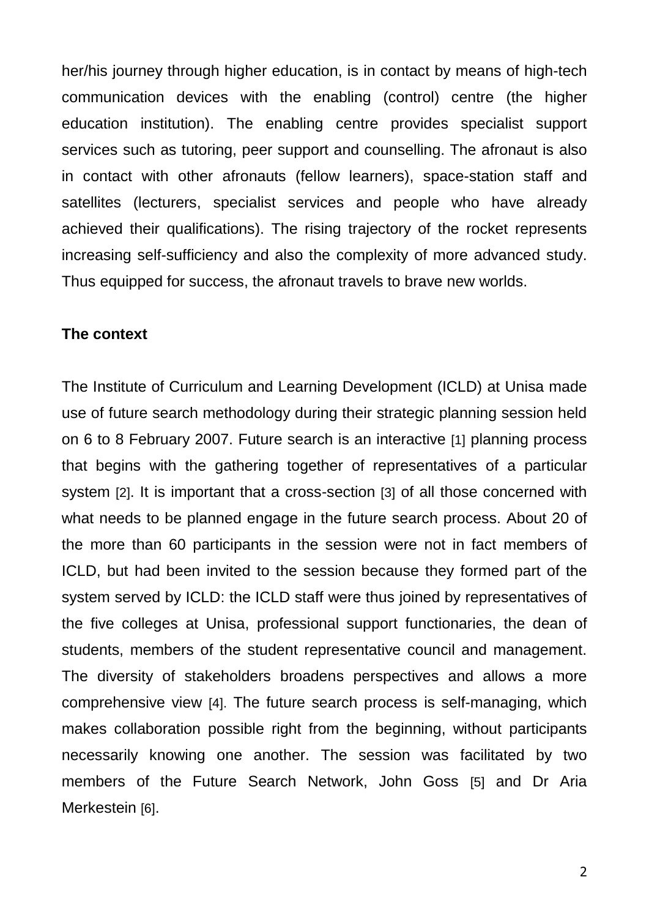her/his journey through higher education, is in contact by means of high-tech communication devices with the enabling (control) centre (the higher education institution). The enabling centre provides specialist support services such as tutoring, peer support and counselling. The afronaut is also in contact with other afronauts (fellow learners), space-station staff and satellites (lecturers, specialist services and people who have already achieved their qualifications). The rising trajectory of the rocket represents increasing self-sufficiency and also the complexity of more advanced study. Thus equipped for success, the afronaut travels to brave new worlds.

**The context**

The Institute of Curriculum and Learning Development (ICLD) at Unisa made use of future search methodology during their strategic planning session held on 6 to 8 February 2007. Future search is an interactive [1] planning process that begins with the gathering together of representatives of a particular system [2]. It is important that a cross-section [3] of all those concerned with what needs to be planned engage in the future search process. About 20 of the more than 60 participants in the session were not in fact members of ICLD, but had been invited to the session because they formed part of the system served by ICLD: the ICLD staff were thus joined by representatives of the five colleges at Unisa, professional support functionaries, the dean of students, members of the student representative council and management. The diversity of stakeholders broadens perspectives and allows a more comprehensive view [4]. The future search process is self-managing, which makes collaboration possible right from the beginning, without participants necessarily knowing one another. The session was facilitated by two members of the Future Search Network, John Goss [5] and Dr Aria Merkestein [6].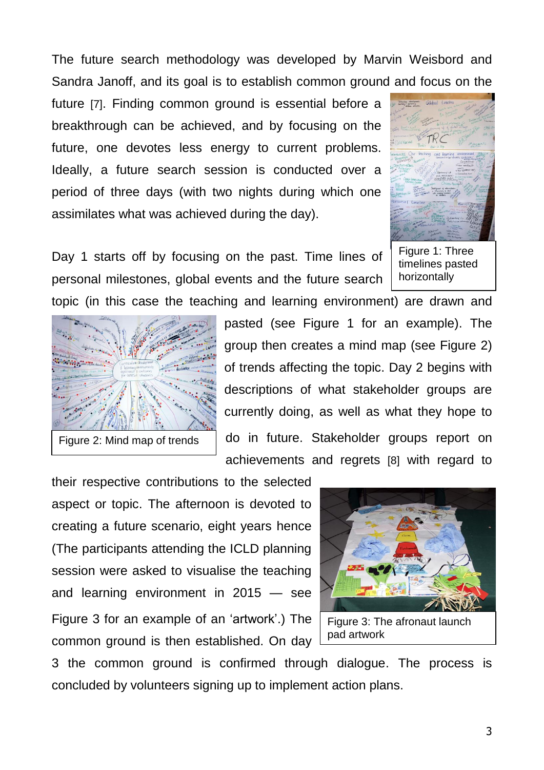The future search methodology was developed by Marvin Weisbord and Sandra Janoff, and its goal is to establish common ground and focus on the future [7]. Finding common ground is essential before a breakthrough can be achieved, and by focusing on the future, one devotes less energy to current problems. Ideally, a future search session is conducted over a period of three days (with two nights during which one assimilates what was achieved during the day).

Figure 1: Three timelines pasted horizontally

Day 1 starts off by focusing on the past. Time lines of personal milestones, global events and the future search topic (in this case the teaching and learning environment) are drawn and pasted (see Figure 1 for an example). The group then creates a mind map (see Figure 2) of trends affecting the topic. Day 2 begins with descriptions of what stakeholder groups are currently doing, as well as what they hope to do in future. Stakeholder groups report on achievements and regrets [8] with regard to their respective contributions to the selected aspect or topic. The afternoon is devoted to creating a future scenario, eight years hence (The participants attending the ICLD planning session were asked to visualise the teaching and learning environment in 2015 — see Figure 3 for an example of an 'artwork'.) The common ground is then established. On day 3 the common ground is confirmed through dialogue. The process is concluded by volunteers signing up to implement action plans.

Figure 2: Mind map of trends

Figure 3: The afronaut launch pad artwork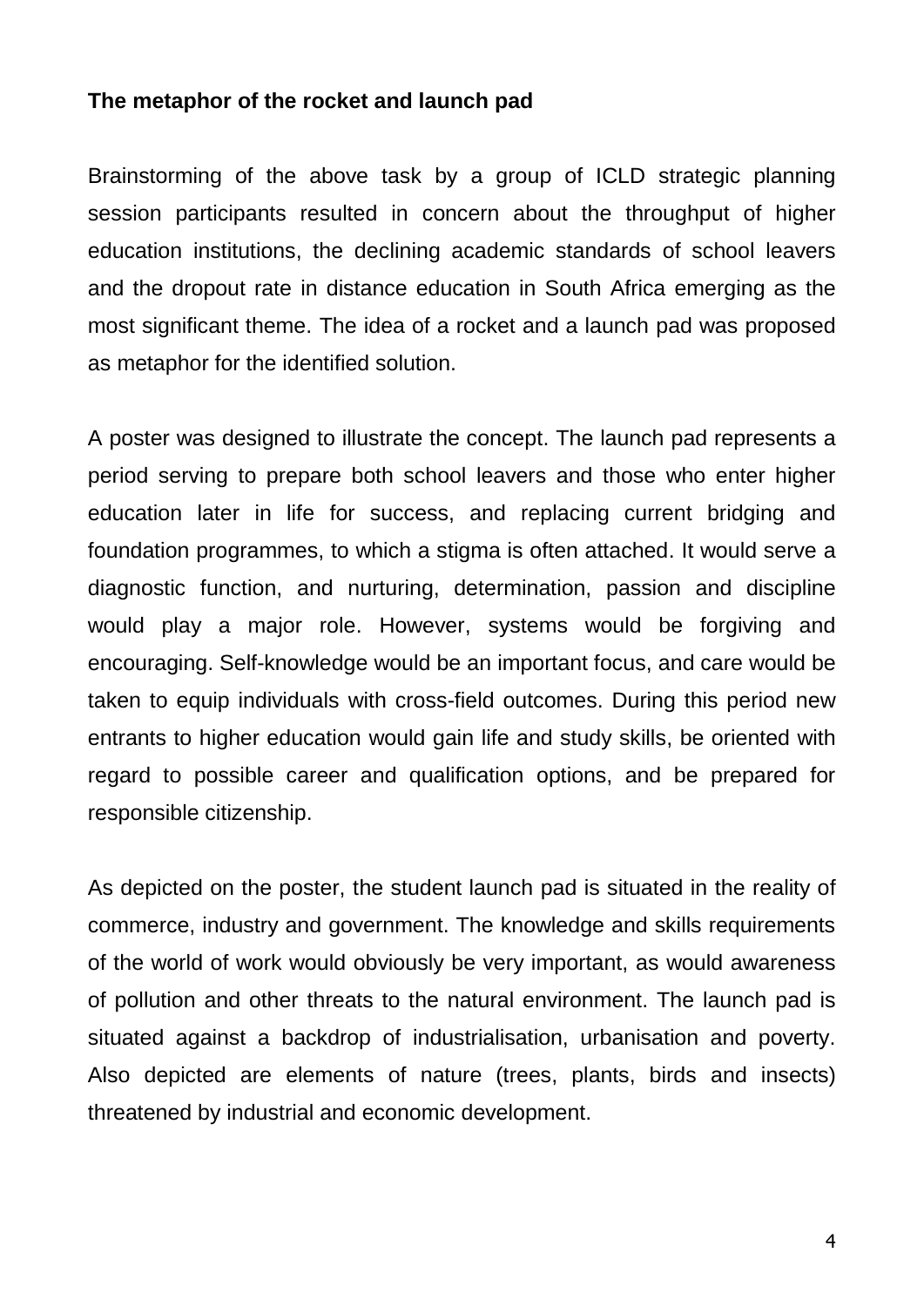**The metaphor of the rocket and launch pad**

Brainstorming of the above task by a group of ICLD strategic planning session participants resulted in concern about the throughput of higher education institutions, the declining academic standards of school leavers and the dropout rate in distance education in South Africa emerging as the most significant theme. The idea of a rocket and a launch pad was proposed as metaphor for the identified solution.

A poster was designed to illustrate the concept. The launch pad represents a period serving to prepare both school leavers and those who enter higher education later in life for success, and replacing current bridging and foundation programmes, to which a stigma is often attached. It would serve a diagnostic function, and nurturing, determination, passion and discipline would play a major role. However, systems would be forgiving and encouraging. Self-knowledge would be an important focus, and care would be taken to equip individuals with cross-field outcomes. During this period new entrants to higher education would gain life and study skills, be oriented with regard to possible career and qualification options, and be prepared for responsible citizenship.

As depicted on the poster, the student launch pad is situated in the reality of commerce, industry and government. The knowledge and skills requirements of the world of work would obviously be very important, as would awareness of pollution and other threats to the natural environment. The launch pad is situated against a backdrop of industrialisation, urbanisation and poverty. Also depicted are elements of nature (trees, plants, birds and insects) threatened by industrial and economic development.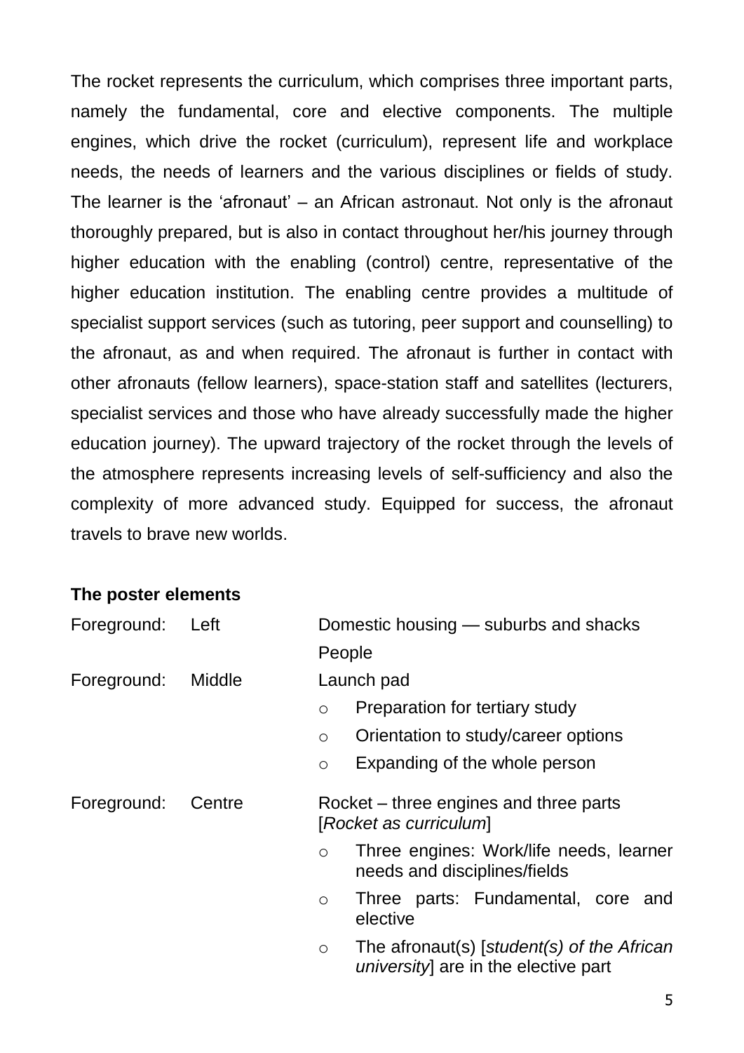The rocket represents the curriculum, which comprises three important parts, namely the fundamental, core and elective components. The multiple engines, which drive the rocket (curriculum), represent life and workplace needs, the needs of learners and the various disciplines or fields of study. The learner is the 'afronaut' – an African astronaut. Not only is the afronaut thoroughly prepared, but is also in contact throughout her/his journey through higher education with the enabling (control) centre, representative of the higher education institution. The enabling centre provides a multitude of specialist support services (such as tutoring, peer support and counselling) to the afronaut, as and when required. The afronaut is further in contact with other afronauts (fellow learners), space-station staff and satellites (lecturers, specialist services and those who have already successfully made the higher education journey). The upward trajectory of the rocket through the levels of the atmosphere represents increasing levels of self-sufficiency and also the complexity of more advanced study. Equipped for success, the afronaut travels to brave new worlds.

**The poster elements**

Foreground: Left — Domestic housing — suburbs and shacks

People

Foreground: Middle — Launch pad

- Preparation for tertiary study
- Orientation to study/career options
- Expanding of the whole person

Foreground: Centre — Rocket – three engines and three parts [*Rocket as curriculum*]

- Three engines: Work/life needs, learner needs and disciplines/fields
- Three parts: Fundamental, core and elective
- The afronaut(s) [*student(s) of the African university*] are in the elective part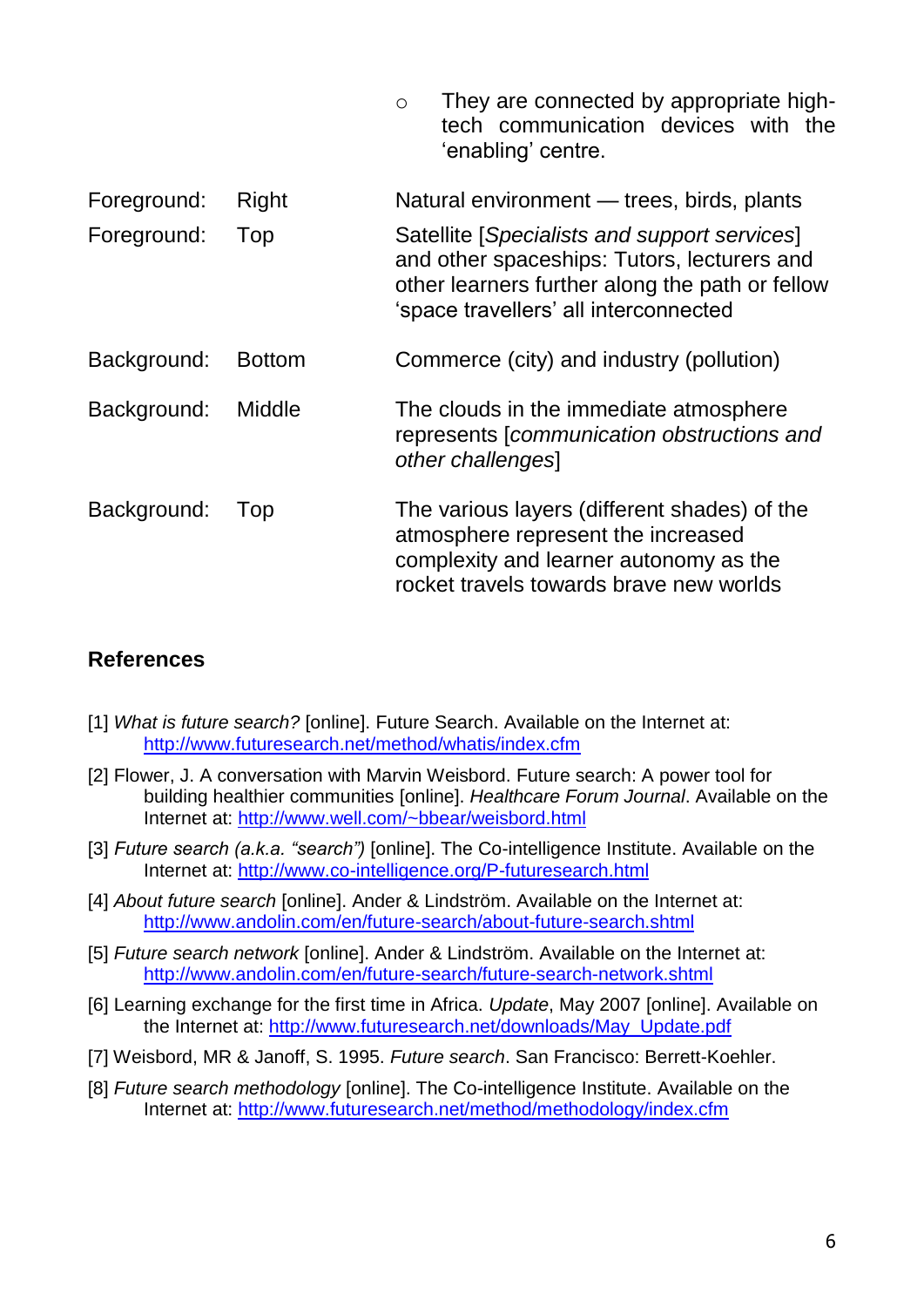- They are connected by appropriate high-tech communication devices with the 'enabling' centre.

| | | |
|---|---|---|
| Foreground: | Right | Natural environment — trees, birds, plants |
| Foreground: | Top | Satellite [*Specialists and support services*] and other spaceships: Tutors, lecturers and other learners further along the path or fellow 'space travellers' all interconnected |
| Background: | Bottom | Commerce (city) and industry (pollution) |
| Background: | Middle | The clouds in the immediate atmosphere represents [*communication obstructions and other challenges*] |
| Background: | Top | The various layers (different shades) of the atmosphere represent the increased complexity and learner autonomy as the rocket travels towards brave new worlds |

## References

[1] *What is future search?* [online]. Future Search. Available on the Internet at: http://www.futuresearch.net/method/whatis/index.cfm

[2] Flower, J. A conversation with Marvin Weisbord. Future search: A power tool for building healthier communities [online]. *Healthcare Forum Journal*. Available on the Internet at: http://www.well.com/~bbear/weisbord.html

[3] *Future search (a.k.a. "search")* [online]. The Co-intelligence Institute. Available on the Internet at: http://www.co-intelligence.org/P-futuresearch.html

[4] *About future search* [online]. Ander & Lindström. Available on the Internet at: http://www.andolin.com/en/future-search/about-future-search.shtml

[5] *Future search network* [online]. Ander & Lindström. Available on the Internet at: http://www.andolin.com/en/future-search/future-search-network.shtml

[6] Learning exchange for the first time in Africa. *Update*, May 2007 [online]. Available on the Internet at: http://www.futuresearch.net/downloads/May_Update.pdf

[7] Weisbord, MR & Janoff, S. 1995. *Future search*. San Francisco: Berrett-Koehler.

[8] *Future search methodology* [online]. The Co-intelligence Institute. Available on the Internet at: http://www.futuresearch.net/method/methodology/index.cfm